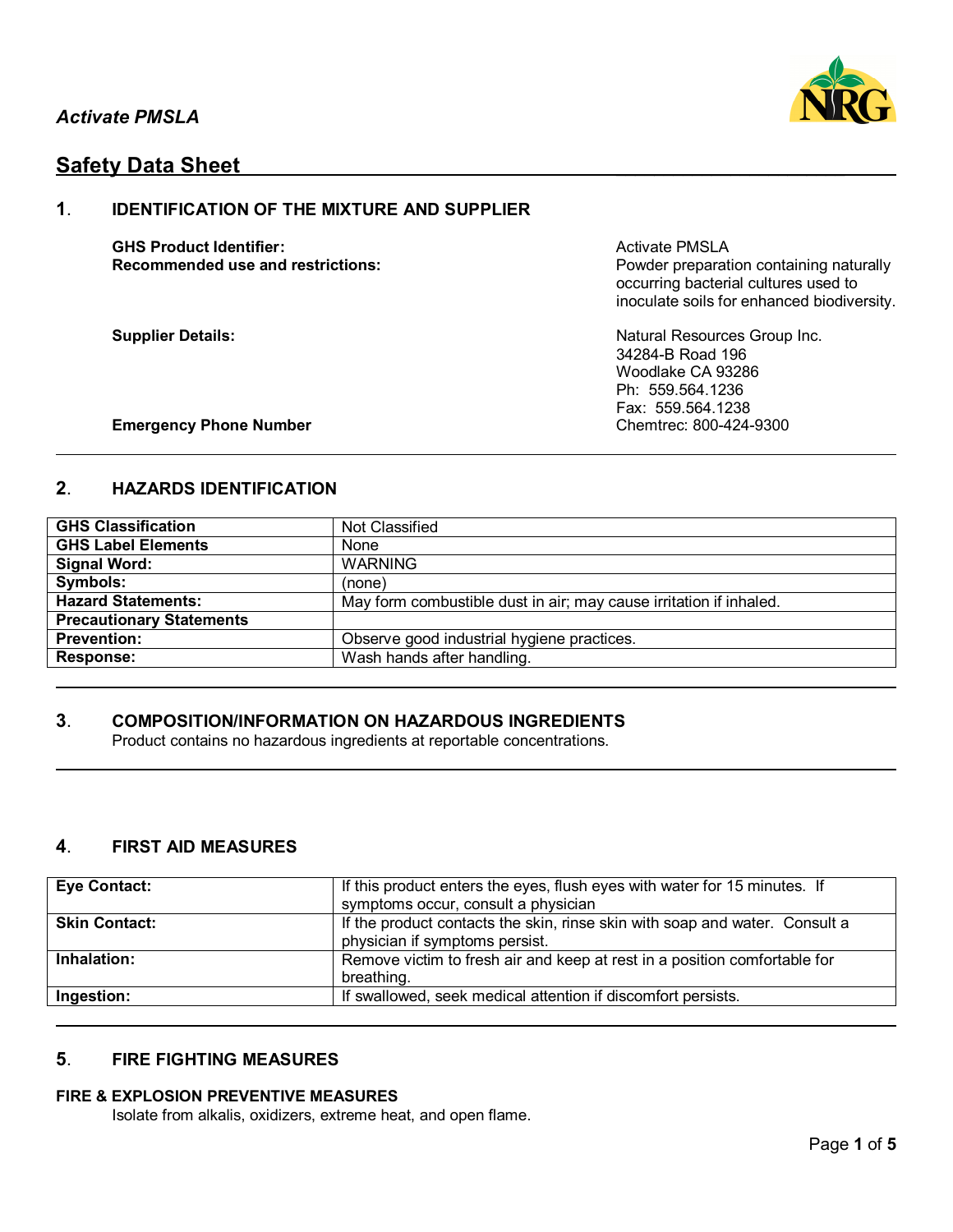*Activate PMSLA*

## Safety Data Sheet

## 1. IDENTIFICATION OF THE MIXTURE AND SUPPLIER

**GHS Product Identifier:** Activate PMSLA

**Recommended use and restrictions:** Powder preparation containing naturally occurring bacterial cultures used to inoculate soils for enhanced biodiversity.

**Supplier Details:**
Natural Resources Group Inc.
34284-B Road 196
Woodlake CA 93286
Ph: 559.564.1236
Fax: 559.564.1238

**Emergency Phone Number** Chemtrec: 800-424-9300

## 2. HAZARDS IDENTIFICATION

| | |
|---|---|
| **GHS Classification** | Not Classified |
| **GHS Label Elements** | None |
| **Signal Word:** | WARNING |
| **Symbols:** | (none) |
| **Hazard Statements:** | May form combustible dust in air; may cause irritation if inhaled. |
| **Precautionary Statements** | |
| **Prevention:** | Observe good industrial hygiene practices. |
| **Response:** | Wash hands after handling. |

## 3. COMPOSITION/INFORMATION ON HAZARDOUS INGREDIENTS

Product contains no hazardous ingredients at reportable concentrations.

## 4. FIRST AID MEASURES

| | |
|---|---|
| **Eye Contact:** | If this product enters the eyes, flush eyes with water for 15 minutes. If symptoms occur, consult a physician |
| **Skin Contact:** | If the product contacts the skin, rinse skin with soap and water. Consult a physician if symptoms persist. |
| **Inhalation:** | Remove victim to fresh air and keep at rest in a position comfortable for breathing. |
| **Ingestion:** | If swallowed, seek medical attention if discomfort persists. |

## 5. FIRE FIGHTING MEASURES

### FIRE & EXPLOSION PREVENTIVE MEASURES

Isolate from alkalis, oxidizers, extreme heat, and open flame.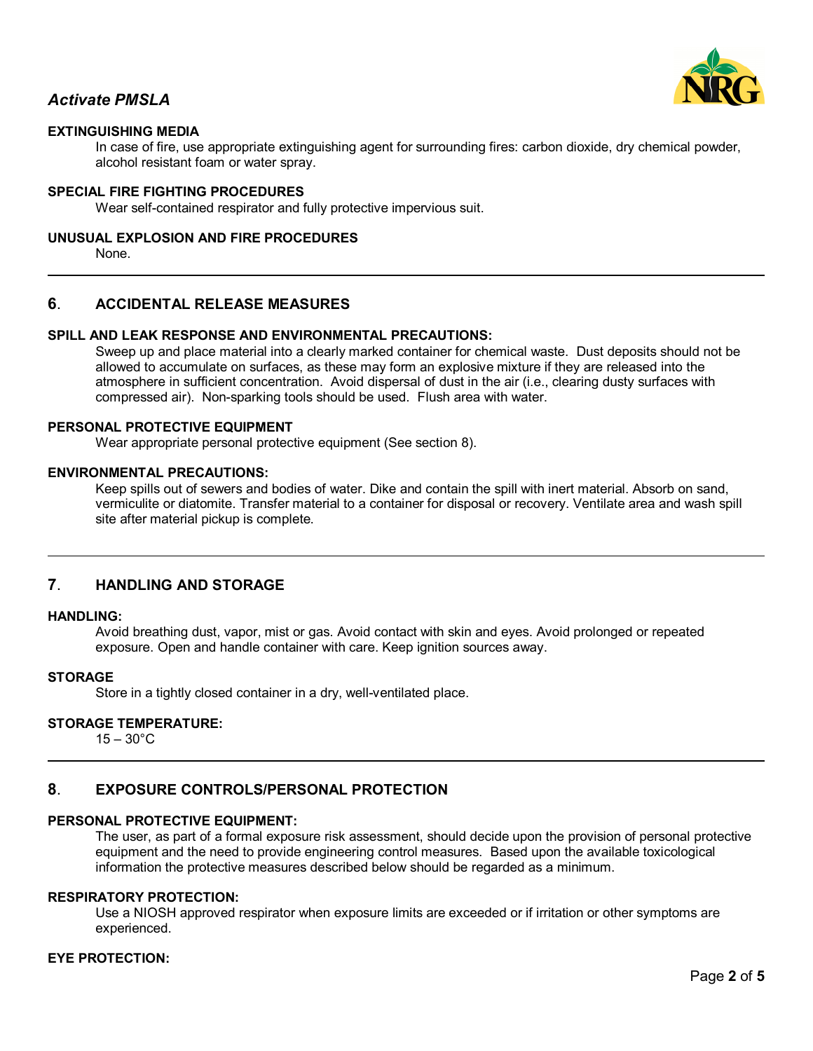**EXTINGUISHING MEDIA**

In case of fire, use appropriate extinguishing agent for surrounding fires: carbon dioxide, dry chemical powder, alcohol resistant foam or water spray.

**SPECIAL FIRE FIGHTING PROCEDURES**

Wear self-contained respirator and fully protective impervious suit.

**UNUSUAL EXPLOSION AND FIRE PROCEDURES**

None.

## 6. ACCIDENTAL RELEASE MEASURES

**SPILL AND LEAK RESPONSE AND ENVIRONMENTAL PRECAUTIONS:**

Sweep up and place material into a clearly marked container for chemical waste. Dust deposits should not be allowed to accumulate on surfaces, as these may form an explosive mixture if they are released into the atmosphere in sufficient concentration. Avoid dispersal of dust in the air (i.e., clearing dusty surfaces with compressed air). Non-sparking tools should be used. Flush area with water.

**PERSONAL PROTECTIVE EQUIPMENT**

Wear appropriate personal protective equipment (See section 8).

**ENVIRONMENTAL PRECAUTIONS:**

Keep spills out of sewers and bodies of water. Dike and contain the spill with inert material. Absorb on sand, vermiculite or diatomite. Transfer material to a container for disposal or recovery. Ventilate area and wash spill site after material pickup is complete.

## 7. HANDLING AND STORAGE

**HANDLING:**

Avoid breathing dust, vapor, mist or gas. Avoid contact with skin and eyes. Avoid prolonged or repeated exposure. Open and handle container with care. Keep ignition sources away.

**STORAGE**

Store in a tightly closed container in a dry, well-ventilated place.

**STORAGE TEMPERATURE:**

15 – 30°C

## 8. EXPOSURE CONTROLS/PERSONAL PROTECTION

**PERSONAL PROTECTIVE EQUIPMENT:**

The user, as part of a formal exposure risk assessment, should decide upon the provision of personal protective equipment and the need to provide engineering control measures. Based upon the available toxicological information the protective measures described below should be regarded as a minimum.

**RESPIRATORY PROTECTION:**

Use a NIOSH approved respirator when exposure limits are exceeded or if irritation or other symptoms are experienced.

**EYE PROTECTION:**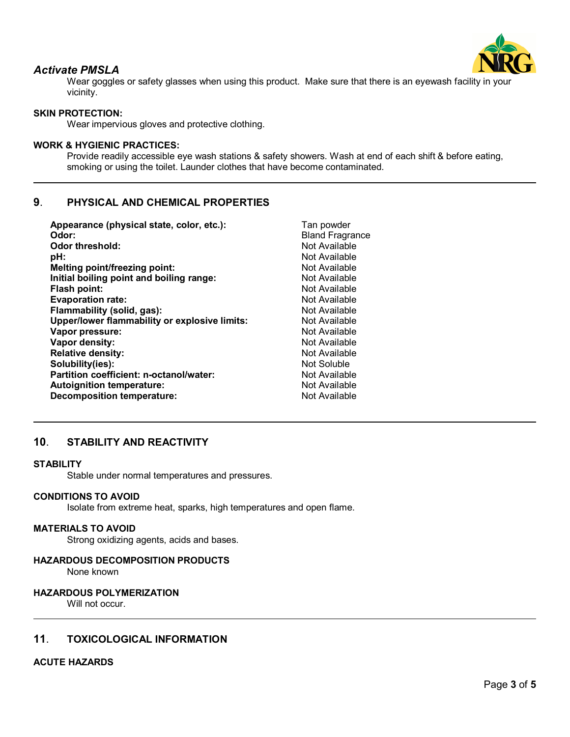Wear goggles or safety glasses when using this product. Make sure that there is an eyewash facility in your vicinity.

**SKIN PROTECTION:**

Wear impervious gloves and protective clothing.

**WORK & HYGIENIC PRACTICES:**

Provide readily accessible eye wash stations & safety showers. Wash at end of each shift & before eating, smoking or using the toilet. Launder clothes that have become contaminated.

## 9. PHYSICAL AND CHEMICAL PROPERTIES

| | |
|---|---|
| **Appearance (physical state, color, etc.):** | Tan powder |
| **Odor:** | Bland Fragrance |
| **Odor threshold:** | Not Available |
| **pH:** | Not Available |
| **Melting point/freezing point:** | Not Available |
| **Initial boiling point and boiling range:** | Not Available |
| **Flash point:** | Not Available |
| **Evaporation rate:** | Not Available |
| **Flammability (solid, gas):** | Not Available |
| **Upper/lower flammability or explosive limits:** | Not Available |
| **Vapor pressure:** | Not Available |
| **Vapor density:** | Not Available |
| **Relative density:** | Not Available |
| **Solubility(ies):** | Not Soluble |
| **Partition coefficient: n-octanol/water:** | Not Available |
| **Autoignition temperature:** | Not Available |
| **Decomposition temperature:** | Not Available |

## 10. STABILITY AND REACTIVITY

**STABILITY**

Stable under normal temperatures and pressures.

**CONDITIONS TO AVOID**

Isolate from extreme heat, sparks, high temperatures and open flame.

**MATERIALS TO AVOID**

Strong oxidizing agents, acids and bases.

**HAZARDOUS DECOMPOSITION PRODUCTS**

None known

**HAZARDOUS POLYMERIZATION**

Will not occur.

## 11. TOXICOLOGICAL INFORMATION

**ACUTE HAZARDS**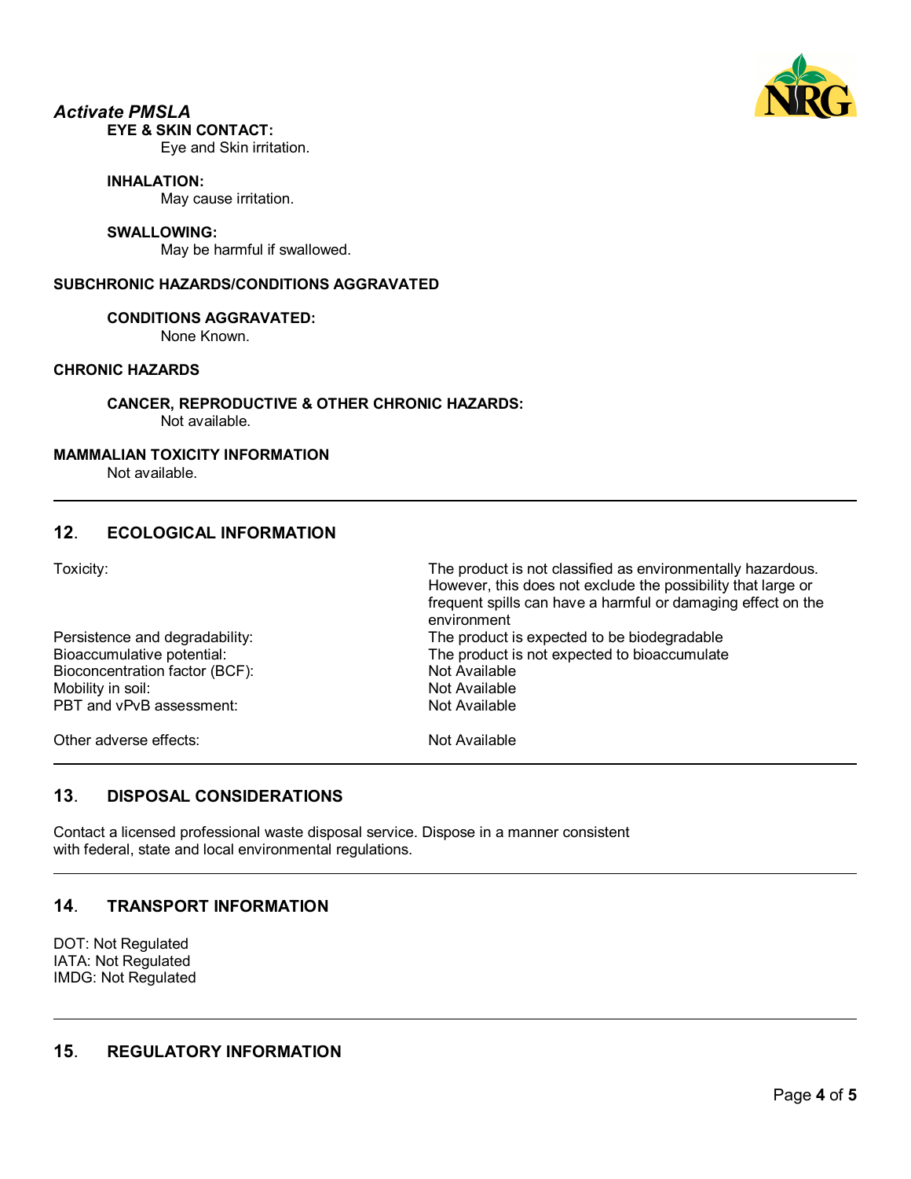**EYE & SKIN CONTACT:**

Eye and Skin irritation.

**INHALATION:**

May cause irritation.

**SWALLOWING:**

May be harmful if swallowed.

**SUBCHRONIC HAZARDS/CONDITIONS AGGRAVATED**

**CONDITIONS AGGRAVATED:**

None Known.

**CHRONIC HAZARDS**

**CANCER, REPRODUCTIVE & OTHER CHRONIC HAZARDS:**

Not available.

**MAMMALIAN TOXICITY INFORMATION**

Not available.

## 12. ECOLOGICAL INFORMATION

| | |
|---|---|
| Toxicity: | The product is not classified as environmentally hazardous. However, this does not exclude the possibility that large or frequent spills can have a harmful or damaging effect on the environment |
| Persistence and degradability: | The product is expected to be biodegradable |
| Bioaccumulative potential: | The product is not expected to bioaccumulate |
| Bioconcentration factor (BCF): | Not Available |
| Mobility in soil: | Not Available |
| PBT and vPvB assessment: | Not Available |
| Other adverse effects: | Not Available |

## 13. DISPOSAL CONSIDERATIONS

Contact a licensed professional waste disposal service. Dispose in a manner consistent with federal, state and local environmental regulations.

## 14. TRANSPORT INFORMATION

DOT: Not Regulated
IATA: Not Regulated
IMDG: Not Regulated

## 15. REGULATORY INFORMATION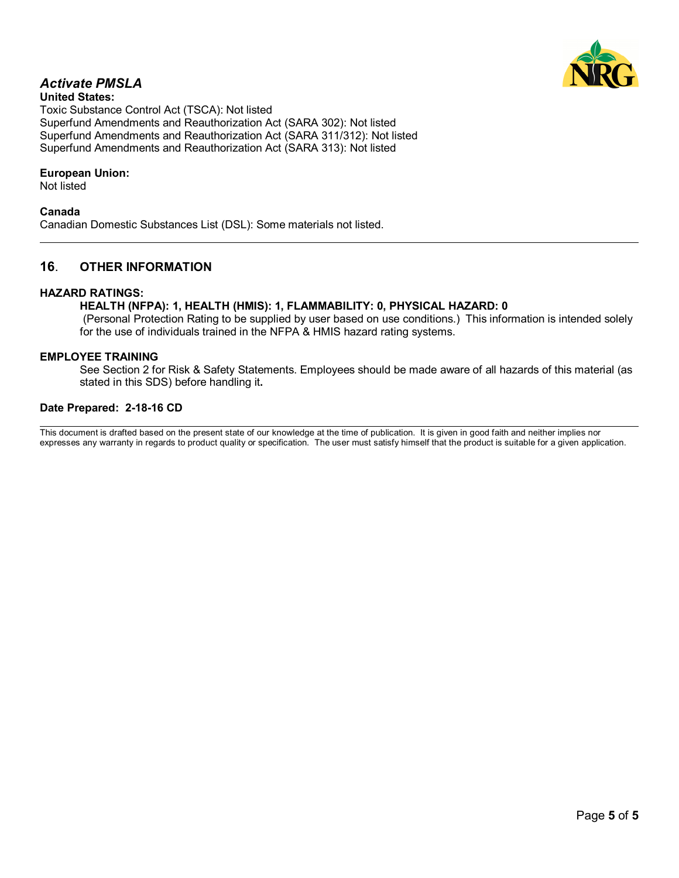*Activate PMSLA*

**United States:**
Toxic Substance Control Act (TSCA): Not listed
Superfund Amendments and Reauthorization Act (SARA 302): Not listed
Superfund Amendments and Reauthorization Act (SARA 311/312): Not listed
Superfund Amendments and Reauthorization Act (SARA 313): Not listed

**European Union:**
Not listed

**Canada**
Canadian Domestic Substances List (DSL): Some materials not listed.

---

## 16. OTHER INFORMATION

**HAZARD RATINGS:**

**HEALTH (NFPA): 1, HEALTH (HMIS): 1, FLAMMABILITY: 0, PHYSICAL HAZARD: 0**
(Personal Protection Rating to be supplied by user based on use conditions.) This information is intended solely for the use of individuals trained in the NFPA & HMIS hazard rating systems.

**EMPLOYEE TRAINING**

See Section 2 for Risk & Safety Statements. Employees should be made aware of all hazards of this material (as stated in this SDS) before handling it**.**

**Date Prepared: 2-18-16 CD**

---

This document is drafted based on the present state of our knowledge at the time of publication. It is given in good faith and neither implies nor expresses any warranty in regards to product quality or specification. The user must satisfy himself that the product is suitable for a given application.